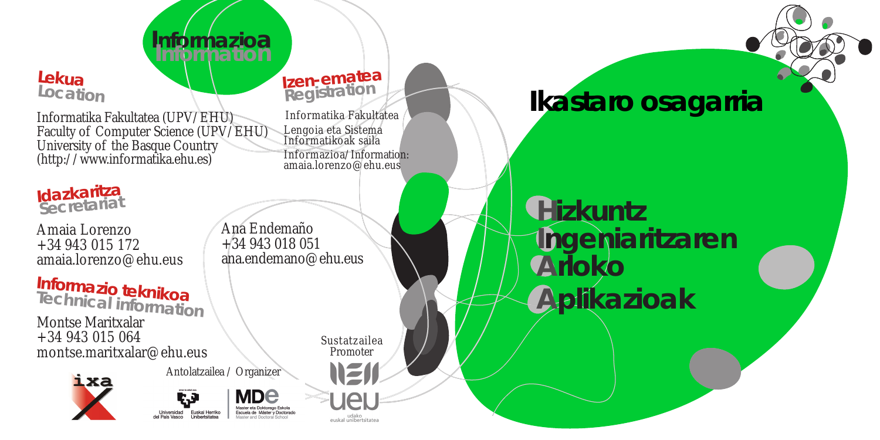## Informazioa
## Information

### Lekua
### Location

Informatika Fakultatea (UPV/EHU)
Faculty of Computer Science (UPV/EHU)
University of the Basque Country
(http://www.informatika.ehu.es)

### Idazkaritza
### Secretariat

Amaia Lorenzo
+34 943 015 172
amaia.lorenzo@ehu.eus

Ana Endemaño
+34 943 018 051
ana.endemano@ehu.eus

### Informazio teknikoa
### Technical information

Montse Maritxalar
+34 943 015 064
montse.maritxalar@ehu.eus

### Izen-ematea
### Registration

Informatika Fakultatea
Lengoia eta Sistema Informatikoak saila
Informazioa/Information:
amaia.lorenzo@ehu.eus

Antolatzailea / Organizer

ixa

Universidad del País Vasco — Euskal Herriko Unibertsitatea

MDe — Master eta Doktorego Eskola — Escuela de Máster y Doctorado — Master and Doctoral School

Sustatzailea
Promoter

ueu — udako euskal unibertsitatea

# Ikastaro osagarria

# Hizkuntz Ingeniaritzaren Arloko Aplikazioak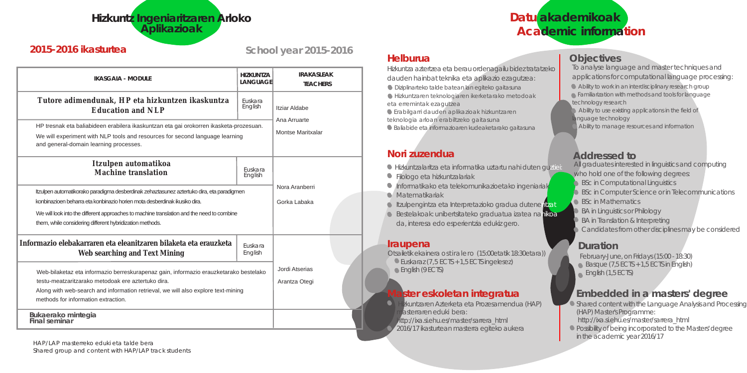# Hizkuntz Ingeniaritzaren Arloko Aplikazioak

## 2015-2016 ikasturtea

## School year 2015-2016

| IKASGAIA - MODULE | HIZKUNTZA LANGUAGE | IRAKASLEAK TEACHERS |
|---|---|---|
| **Tutore adimendunak, HP eta hizkuntzen ikaskuntza**<br>**Education and NLP** | Euskara<br>English | Itziar Aldabe<br>Ana Arruarte<br>Montse Maritxalar |
| HP tresnak eta baliabideen erabilera ikaskuntzan eta gai orokorren ikasketa-prozesuan.<br>We will experiment with NLP tools and resources for second language learning and general-domain learning processes. | | |
| **Itzulpen automatikoa**<br>**Machine translation** | Euskara<br>English | Nora Aranberri<br>Gorka Labaka |
| Itzulpen automatikorako paradigma desberdinak zehaztasunez aztertuko dira, eta paradigmen konbinazioen beharra eta konbinazio horien mota desberdinak ikusiko dira.<br>We will look into the different approaches to machine translation and the need to combine them, while considering different hybridization methods. | | |
| **Informazio elebakarraren eta eleanitzaren bilaketa eta erauzketa**<br>**Web searching and Text Mining** | Euskara<br>English | Jordi Atserias<br>Arantza Otegi |
| Web-bilaketaz eta informazio berreskurapenaz gain, informazio erauzketarako bestelako testu-meatzaritzarako metodoak ere aztertuko dira.<br>Along with web-search and information retrieval, we will also explore text-mining methods for information extraction. | | |
| **Bukaerako mintegia**<br>**Final seminar** | | |

HAP/LAP masterreko eduki eta talde bera
Shared group and content with HAP/LAP track students

# Datu akademikoak
# Academic information

## Helburua

Hizkuntza aztertzea eta berau ordenagailu bidez tratatzeko dauden hainbat teknika eta aplikazio ezagutzea:

- Diziplinarteko talde batean lan egiteko gaitasuna
- Hizkuntzaren teknologiaren ikerketarako metodoak eta erremintak ezagutzea
- Erabilgarri dauden aplikazioak hizkuntzaren teknologia arloan erabiltzeko gaitasuna
- Baliabide eta informazioaren kudeaketarako gaitasuna

## Objectives

To analyse language and master techniques and applications for computational language processing:

- Ability to work in an interdisciplinary research group
- Familiarization with methods and tools for language technology research
- Ability to use existing applications in the field of language technology
- Ability to manage resources and information

## Nori zuzendua

- Hizkuntzalaritza eta informatika uztartu nahi duten guztiei:
- Filologo eta hizkuntzalariak
- Informatikako eta telekomunikazioetako ingeniariak
- Matematikariak
- Itzulpengintza eta Interpretazioko gradua dutenentzat
- Bestelakoak: unibertsitateko graduatua izatea nahikoa da, interesa edo esperientzia edukiz gero.

## Addressed to

All graduates interested in linguistics and computing who hold one of the following degrees:

- BSc in Computational Linguistics
- BSc in Computer Science or in Telecommunications
- BSc in Mathematics
- BA in Linguistics or Philology
- BA in Translation & Interpreting
- Candidates from other disciplines may be considered

## Iraupena

Otsailetik ekainera ostiralero (15:00etatik 18:30etara))

- Euskaraz (7,5 ECTS + 1,5 ECTS ingelesez)
- English (9 ECTS)

## Duration

February-June, on Fridays (15:00 - 18:30)

- Basque (7,5 ECTS + 1,5 ECTS in English)
- English (1,5 ECTS)

## Master eskoletan integratua

- Hizkuntzaren Azterketa eta Prozesamendua (HAP) masterraren eduki bera: http://ixa.si.ehu.es/master/sarrera_html
- 2016/17 ikasturtean masterra egiteko aukera

## Embedded in a masters' degree

- Shared content with the Language Analysis and Processing (HAP) Master's Programme: http://ixa.si.ehu.es/master/sarrera_html
- Possibility of being incorporated to the Masters' degree in the academic year 2016/17